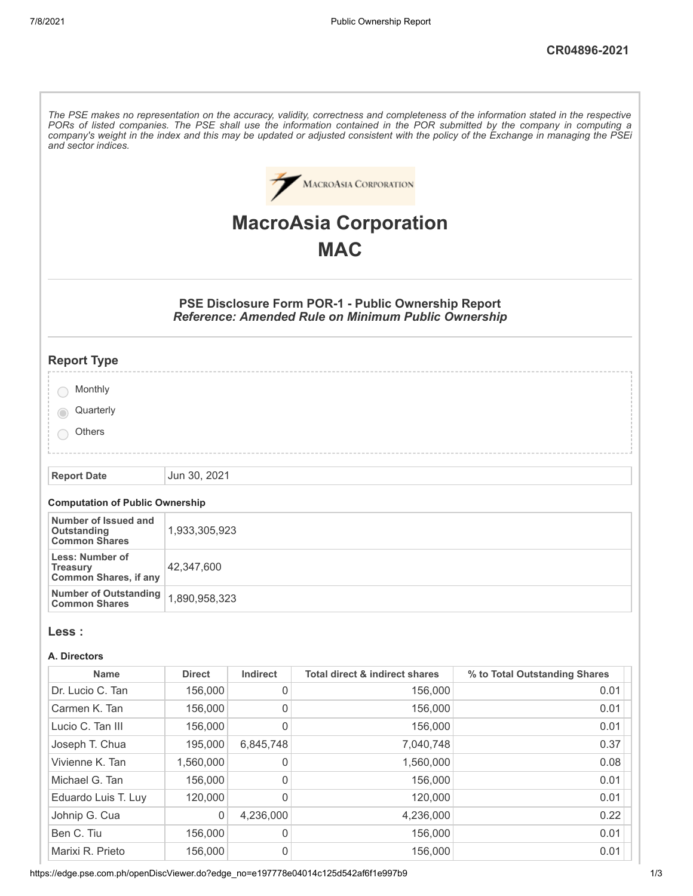CR04896-2021

*The PSE makes no representation on the accuracy, validity, correctness and completeness of the information stated in the respective PORs of listed companies. The PSE shall use the information contained in the POR submitted by the company in computing a company's weight in the index and this may be updated or adjusted consistent with the policy of the Exchange in managing the PSEi and sector indices.*

# MacroAsia Corporation

# MAC

### PSE Disclosure Form POR-1 - Public Ownership Report
### *Reference: Amended Rule on Minimum Public Ownership*

## Report Type

- Monthly
- Quarterly (selected)
- Others

| Report Date | Jun 30, 2021 |
|---|---|

#### Computation of Public Ownership

| | |
|---|---|
| Number of Issued and Outstanding Common Shares | 1,933,305,923 |
| Less: Number of Treasury Common Shares, if any | 42,347,600 |
| Number of Outstanding Common Shares | 1,890,958,323 |

## Less :

#### A. Directors

| Name | Direct | Indirect | Total direct & indirect shares | % to Total Outstanding Shares |
|---|---|---|---|---|
| Dr. Lucio C. Tan | 156,000 | 0 | 156,000 | 0.01 |
| Carmen K. Tan | 156,000 | 0 | 156,000 | 0.01 |
| Lucio C. Tan III | 156,000 | 0 | 156,000 | 0.01 |
| Joseph T. Chua | 195,000 | 6,845,748 | 7,040,748 | 0.37 |
| Vivienne K. Tan | 1,560,000 | 0 | 1,560,000 | 0.08 |
| Michael G. Tan | 156,000 | 0 | 156,000 | 0.01 |
| Eduardo Luis T. Luy | 120,000 | 0 | 120,000 | 0.01 |
| Johnip G. Cua | 0 | 4,236,000 | 4,236,000 | 0.22 |
| Ben C. Tiu | 156,000 | 0 | 156,000 | 0.01 |
| Marixi R. Prieto | 156,000 | 0 | 156,000 | 0.01 |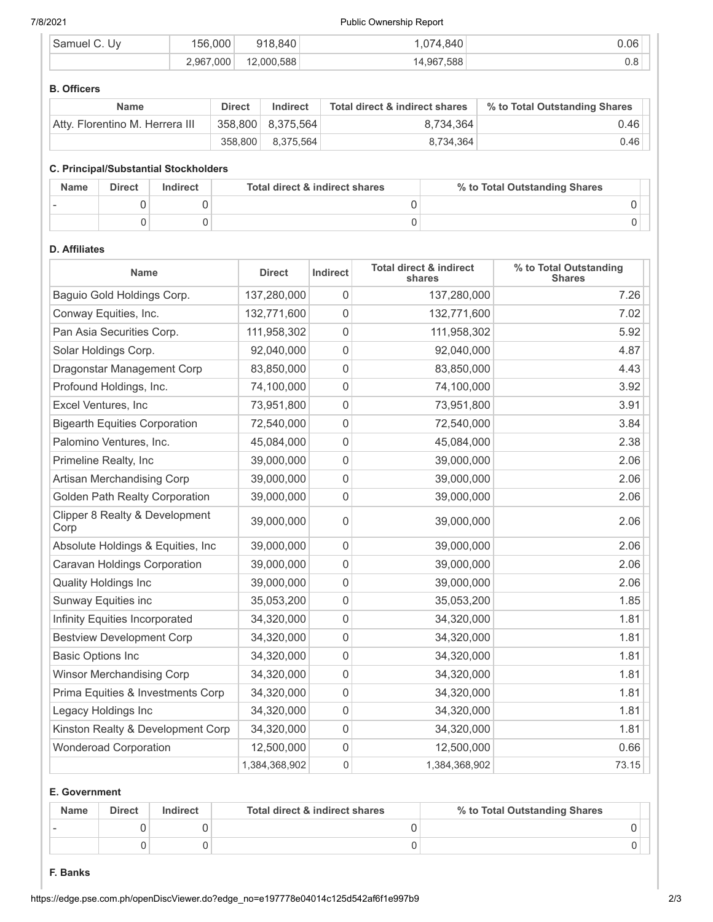| Samuel C. Uy | 156,000 | 918,840 | 1,074,840 | 0.06 |
|---|---|---|---|---|
| | 2,967,000 | 12,000,588 | 14,967,588 | 0.8 |

**B. Officers**

| Name | Direct | Indirect | Total direct & indirect shares | % to Total Outstanding Shares |
|---|---|---|---|---|
| Atty. Florentino M. Herrera III | 358,800 | 8,375,564 | 8,734,364 | 0.46 |
| | 358,800 | 8,375,564 | 8,734,364 | 0.46 |

**C. Principal/Substantial Stockholders**

| Name | Direct | Indirect | Total direct & indirect shares | % to Total Outstanding Shares |
|---|---|---|---|---|
| - | 0 | 0 | 0 | 0 |
| | 0 | 0 | 0 | 0 |

**D. Affiliates**

| Name | Direct | Indirect | Total direct & indirect shares | % to Total Outstanding Shares |
|---|---|---|---|---|
| Baguio Gold Holdings Corp. | 137,280,000 | 0 | 137,280,000 | 7.26 |
| Conway Equities, Inc. | 132,771,600 | 0 | 132,771,600 | 7.02 |
| Pan Asia Securities Corp. | 111,958,302 | 0 | 111,958,302 | 5.92 |
| Solar Holdings Corp. | 92,040,000 | 0 | 92,040,000 | 4.87 |
| Dragonstar Management Corp | 83,850,000 | 0 | 83,850,000 | 4.43 |
| Profound Holdings, Inc. | 74,100,000 | 0 | 74,100,000 | 3.92 |
| Excel Ventures, Inc | 73,951,800 | 0 | 73,951,800 | 3.91 |
| Bigearth Equities Corporation | 72,540,000 | 0 | 72,540,000 | 3.84 |
| Palomino Ventures, Inc. | 45,084,000 | 0 | 45,084,000 | 2.38 |
| Primeline Realty, Inc | 39,000,000 | 0 | 39,000,000 | 2.06 |
| Artisan Merchandising Corp | 39,000,000 | 0 | 39,000,000 | 2.06 |
| Golden Path Realty Corporation | 39,000,000 | 0 | 39,000,000 | 2.06 |
| Clipper 8 Realty & Development Corp | 39,000,000 | 0 | 39,000,000 | 2.06 |
| Absolute Holdings & Equities, Inc | 39,000,000 | 0 | 39,000,000 | 2.06 |
| Caravan Holdings Corporation | 39,000,000 | 0 | 39,000,000 | 2.06 |
| Quality Holdings Inc | 39,000,000 | 0 | 39,000,000 | 2.06 |
| Sunway Equities inc | 35,053,200 | 0 | 35,053,200 | 1.85 |
| Infinity Equities Incorporated | 34,320,000 | 0 | 34,320,000 | 1.81 |
| Bestview Development Corp | 34,320,000 | 0 | 34,320,000 | 1.81 |
| Basic Options Inc | 34,320,000 | 0 | 34,320,000 | 1.81 |
| Winsor Merchandising Corp | 34,320,000 | 0 | 34,320,000 | 1.81 |
| Prima Equities & Investments Corp | 34,320,000 | 0 | 34,320,000 | 1.81 |
| Legacy Holdings Inc | 34,320,000 | 0 | 34,320,000 | 1.81 |
| Kinston Realty & Development Corp | 34,320,000 | 0 | 34,320,000 | 1.81 |
| Wonderoad Corporation | 12,500,000 | 0 | 12,500,000 | 0.66 |
| | 1,384,368,902 | 0 | 1,384,368,902 | 73.15 |

**E. Government**

| Name | Direct | Indirect | Total direct & indirect shares | % to Total Outstanding Shares |
|---|---|---|---|---|
| - | 0 | 0 | 0 | 0 |
| | 0 | 0 | 0 | 0 |

**F. Banks**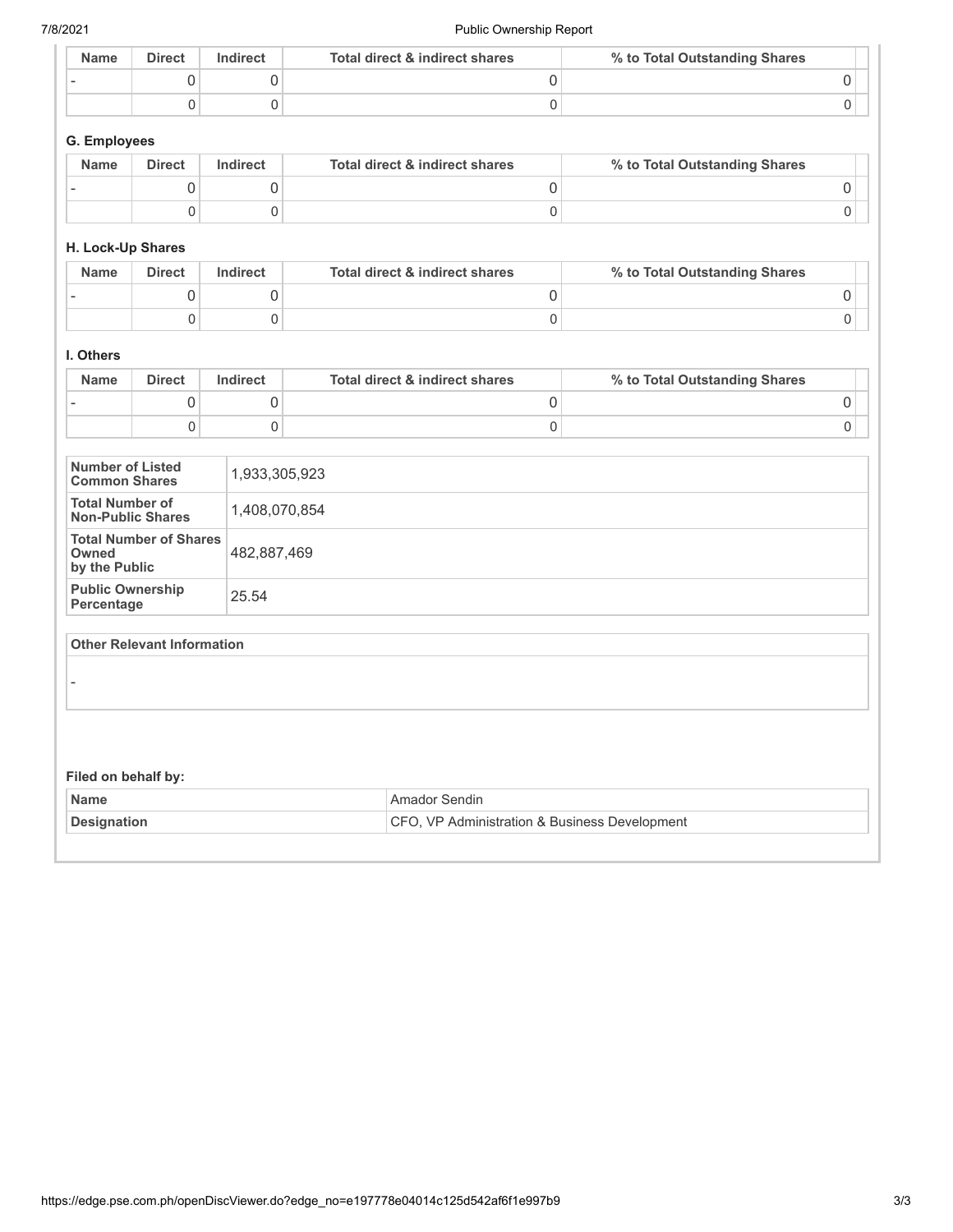| Name | Direct | Indirect | Total direct & indirect shares | % to Total Outstanding Shares |
|---|---|---|---|---|
| - | 0 | 0 | 0 | 0 |
| | 0 | 0 | 0 | 0 |

### G. Employees

| Name | Direct | Indirect | Total direct & indirect shares | % to Total Outstanding Shares |
|---|---|---|---|---|
| - | 0 | 0 | 0 | 0 |
| | 0 | 0 | 0 | 0 |

### H. Lock-Up Shares

| Name | Direct | Indirect | Total direct & indirect shares | % to Total Outstanding Shares |
|---|---|---|---|---|
| - | 0 | 0 | 0 | 0 |
| | 0 | 0 | 0 | 0 |

### I. Others

| Name | Direct | Indirect | Total direct & indirect shares | % to Total Outstanding Shares |
|---|---|---|---|---|
| - | 0 | 0 | 0 | 0 |
| | 0 | 0 | 0 | 0 |

| | |
|---|---|
| **Number of Listed Common Shares** | 1,933,305,923 |
| **Total Number of Non-Public Shares** | 1,408,070,854 |
| **Total Number of Shares Owned by the Public** | 482,887,469 |
| **Public Ownership Percentage** | 25.54 |

| Other Relevant Information |
|---|
| - |

### Filed on behalf by:

| | |
|---|---|
| **Name** | Amador Sendin |
| **Designation** | CFO, VP Administration & Business Development |